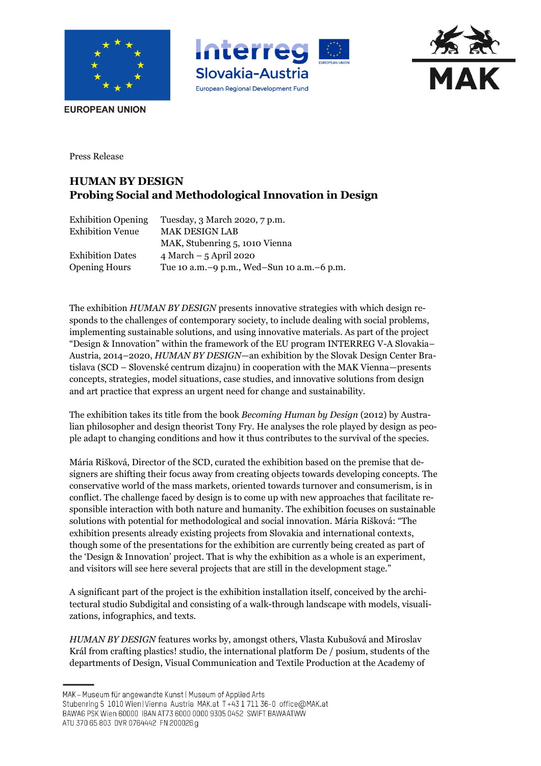Press Release

# HUMAN BY DESIGN
## Probing Social and Methodological Innovation in Design

| | |
|---|---|
| Exhibition Opening | Tuesday, 3 March 2020, 7 p.m. |
| Exhibition Venue | MAK DESIGN LAB<br>MAK, Stubenring 5, 1010 Vienna |
| Exhibition Dates | 4 March – 5 April 2020 |
| Opening Hours | Tue 10 a.m.–9 p.m., Wed–Sun 10 a.m.–6 p.m. |

The exhibition *HUMAN BY DESIGN* presents innovative strategies with which design responds to the challenges of contemporary society, to include dealing with social problems, implementing sustainable solutions, and using innovative materials. As part of the project "Design & Innovation" within the framework of the EU program INTERREG V-A Slovakia–Austria, 2014–2020, *HUMAN BY DESIGN*—an exhibition by the Slovak Design Center Bratislava (SCD – Slovenské centrum dizajnu) in cooperation with the MAK Vienna—presents concepts, strategies, model situations, case studies, and innovative solutions from design and art practice that express an urgent need for change and sustainability.

The exhibition takes its title from the book *Becoming Human by Design* (2012) by Australian philosopher and design theorist Tony Fry. He analyses the role played by design as people adapt to changing conditions and how it thus contributes to the survival of the species.

Mária Rišková, Director of the SCD, curated the exhibition based on the premise that designers are shifting their focus away from creating objects towards developing concepts. The conservative world of the mass markets, oriented towards turnover and consumerism, is in conflict. The challenge faced by design is to come up with new approaches that facilitate responsible interaction with both nature and humanity. The exhibition focuses on sustainable solutions with potential for methodological and social innovation. Mária Rišková: "The exhibition presents already existing projects from Slovakia and international contexts, though some of the presentations for the exhibition are currently being created as part of the 'Design & Innovation' project. That is why the exhibition as a whole is an experiment, and visitors will see here several projects that are still in the development stage."

A significant part of the project is the exhibition installation itself, conceived by the architectural studio Subdigital and consisting of a walk-through landscape with models, visualizations, infographics, and texts.

*HUMAN BY DESIGN* features works by, amongst others, Vlasta Kubušová and Miroslav Král from crafting plastics! studio, the international platform De / posium, students of the departments of Design, Visual Communication and Textile Production at the Academy of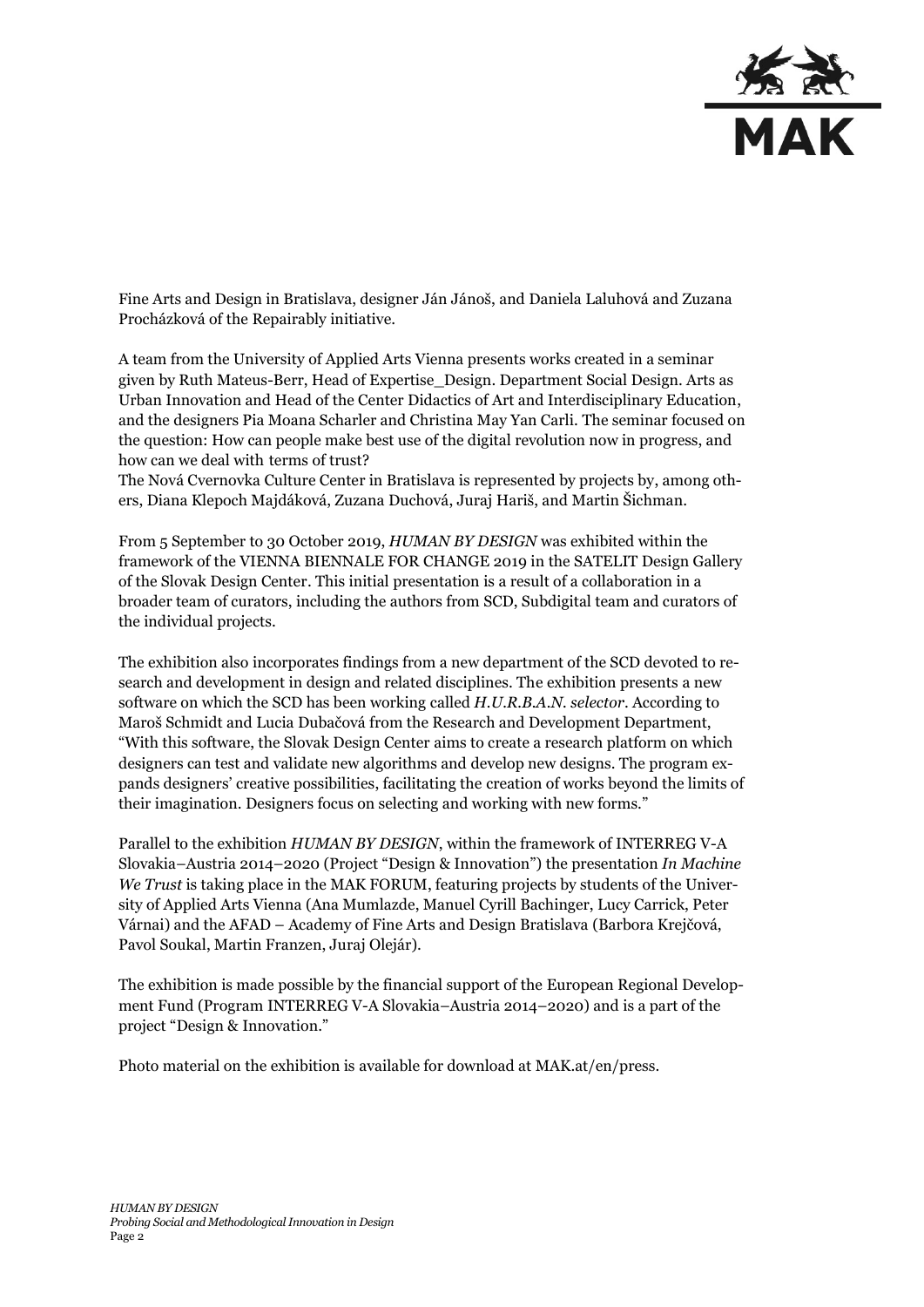Fine Arts and Design in Bratislava, designer Ján Jánoš, and Daniela Laluhová and Zuzana Procházková of the Repairably initiative.

A team from the University of Applied Arts Vienna presents works created in a seminar given by Ruth Mateus-Berr, Head of Expertise_Design. Department Social Design. Arts as Urban Innovation and Head of the Center Didactics of Art and Interdisciplinary Education, and the designers Pia Moana Scharler and Christina May Yan Carli. The seminar focused on the question: How can people make best use of the digital revolution now in progress, and how can we deal with terms of trust?
The Nová Cvernovka Culture Center in Bratislava is represented by projects by, among others, Diana Klepoch Majdáková, Zuzana Duchová, Juraj Hariš, and Martin Šichman.

From 5 September to 30 October 2019, *HUMAN BY DESIGN* was exhibited within the framework of the VIENNA BIENNALE FOR CHANGE 2019 in the SATELIT Design Gallery of the Slovak Design Center. This initial presentation is a result of a collaboration in a broader team of curators, including the authors from SCD, Subdigital team and curators of the individual projects.

The exhibition also incorporates findings from a new department of the SCD devoted to research and development in design and related disciplines. The exhibition presents a new software on which the SCD has been working called *H.U.R.B.A.N. selector*. According to Maroš Schmidt and Lucia Dubačová from the Research and Development Department, "With this software, the Slovak Design Center aims to create a research platform on which designers can test and validate new algorithms and develop new designs. The program expands designers' creative possibilities, facilitating the creation of works beyond the limits of their imagination. Designers focus on selecting and working with new forms."

Parallel to the exhibition *HUMAN BY DESIGN*, within the framework of INTERREG V-A Slovakia–Austria 2014–2020 (Project "Design & Innovation") the presentation *In Machine We Trust* is taking place in the MAK FORUM, featuring projects by students of the University of Applied Arts Vienna (Ana Mumlazde, Manuel Cyrill Bachinger, Lucy Carrick, Peter Várnai) and the AFAD – Academy of Fine Arts and Design Bratislava (Barbora Krejčová, Pavol Soukal, Martin Franzen, Juraj Olejár).

The exhibition is made possible by the financial support of the European Regional Development Fund (Program INTERREG V-A Slovakia–Austria 2014–2020) and is a part of the project "Design & Innovation."

Photo material on the exhibition is available for download at MAK.at/en/press.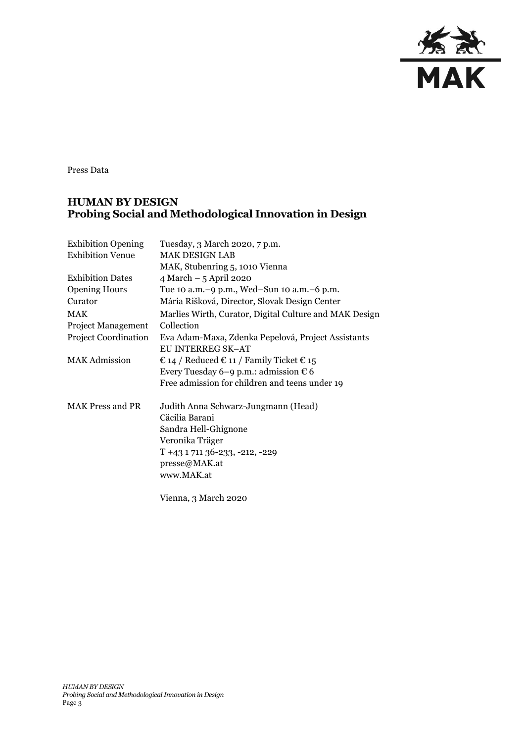Press Data

## HUMAN BY DESIGN
## Probing Social and Methodological Innovation in Design

| | |
|---|---|
| Exhibition Opening | Tuesday, 3 March 2020, 7 p.m. |
| Exhibition Venue | MAK DESIGN LAB<br>MAK, Stubenring 5, 1010 Vienna |
| Exhibition Dates | 4 March – 5 April 2020 |
| Opening Hours | Tue 10 a.m.–9 p.m., Wed–Sun 10 a.m.–6 p.m. |
| Curator | Mária Rišková, Director, Slovak Design Center |
| MAK Project Management | Marlies Wirth, Curator, Digital Culture and MAK Design Collection |
| Project Coordination | Eva Adam-Maxa, Zdenka Pepelová, Project Assistants EU INTERREG SK–AT |
| MAK Admission | € 14 / Reduced € 11 / Family Ticket € 15<br>Every Tuesday 6–9 p.m.: admission € 6<br>Free admission for children and teens under 19 |
| MAK Press and PR | Judith Anna Schwarz-Jungmann (Head)<br>Cäcilia Barani<br>Sandra Hell-Ghignone<br>Veronika Träger<br>T +43 1 711 36-233, -212, -229<br>presse@MAK.at<br>www.MAK.at |

Vienna, 3 March 2020